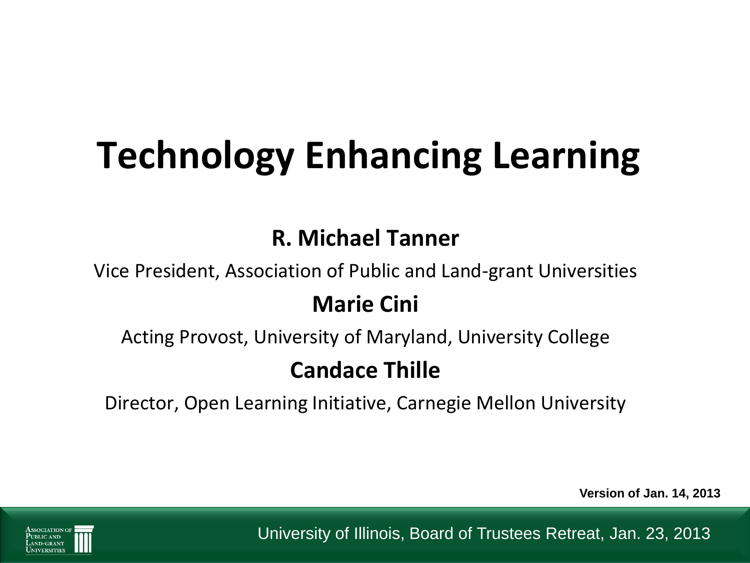# Technology Enhancing Learning

**R. Michael Tanner**

Vice President, Association of Public and Land-grant Universities

**Marie Cini**

Acting Provost, University of Maryland, University College

**Candace Thille**

Director, Open Learning Initiative, Carnegie Mellon University

**Version of Jan. 14, 2013**

University of Illinois, Board of Trustees Retreat, Jan. 23, 2013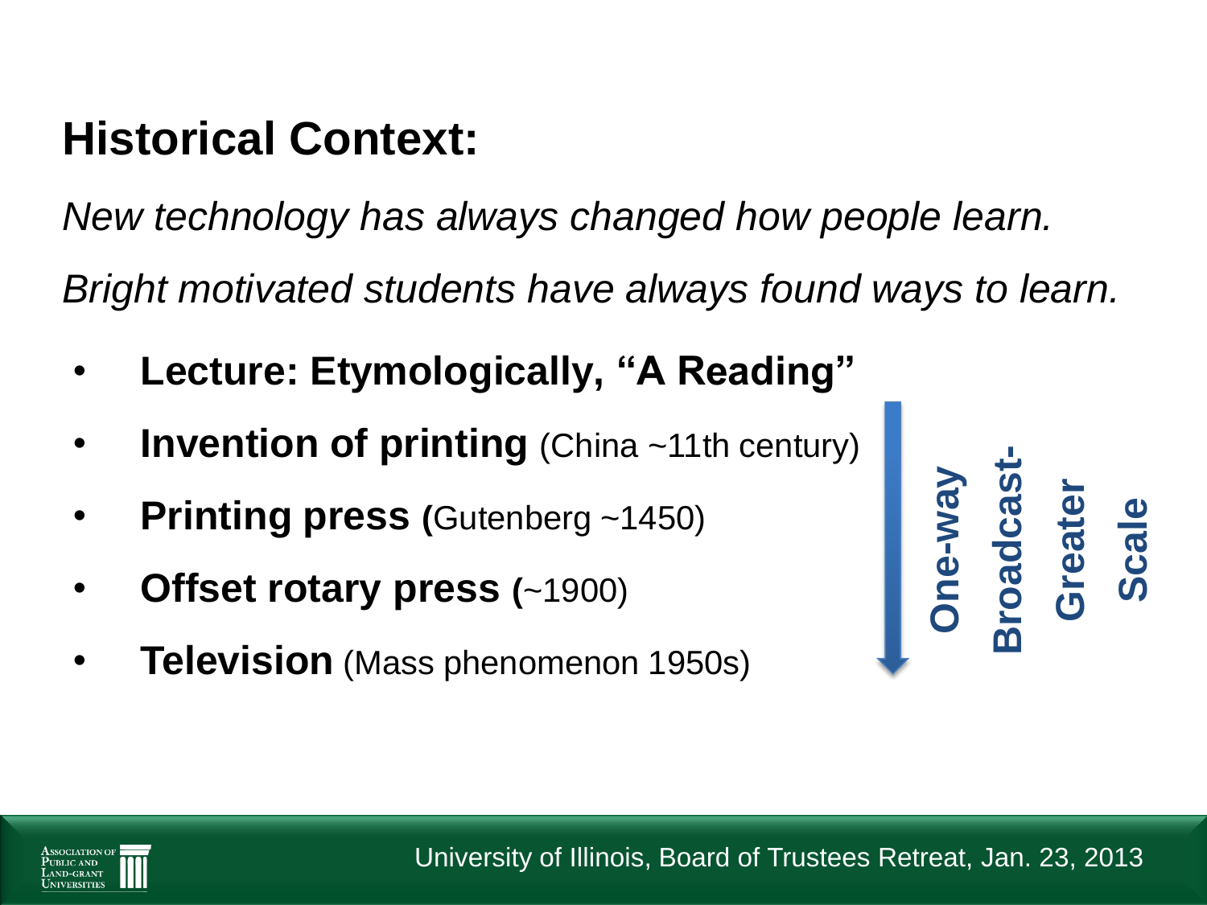## Historical Context:

*New technology has always changed how people learn.*

*Bright motivated students have always found ways to learn.*

- **Lecture: Etymologically, "A Reading"**
- **Invention of printing** (China ~11th century)
- **Printing press (**Gutenberg ~1450)
- **Offset rotary press (**~1900)
- **Television** (Mass phenomenon 1950s)

**One-way Broadcast- Greater Scale**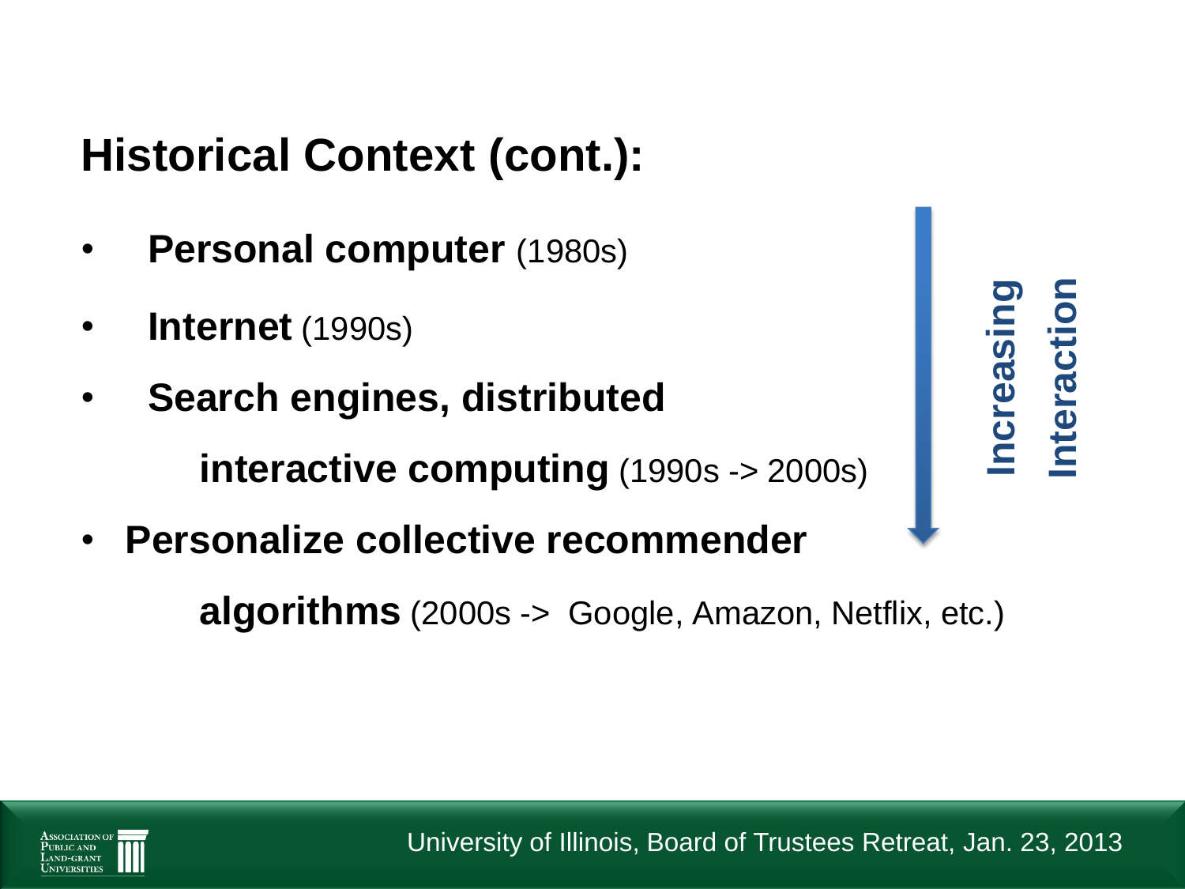## Historical Context (cont.):

- **Personal computer** (1980s)
- **Internet** (1990s)
- **Search engines, distributed interactive computing** (1990s -> 2000s)
- **Personalize collective recommender algorithms** (2000s -> Google, Amazon, Netflix, etc.)

**Increasing Interaction**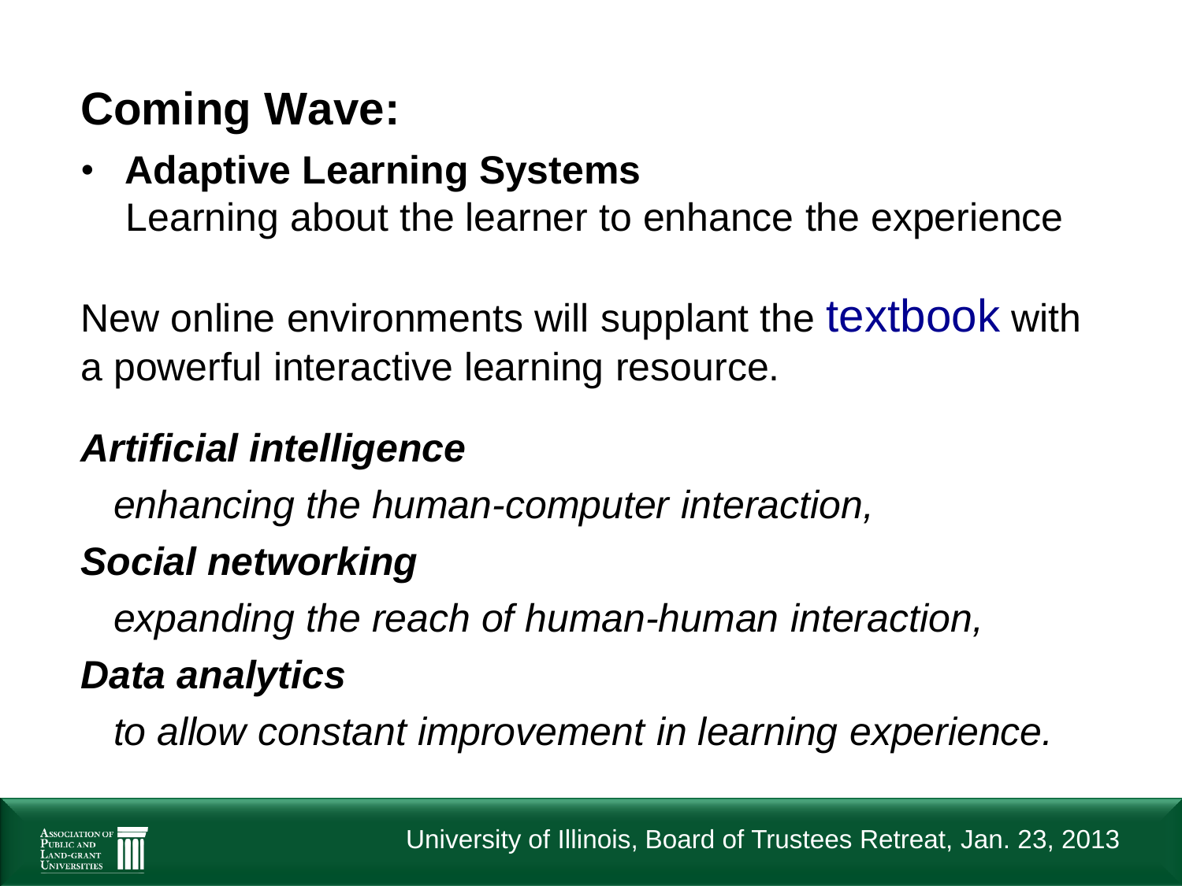## Coming Wave:

- **Adaptive Learning Systems**
  Learning about the learner to enhance the experience

New online environments will supplant the textbook with a powerful interactive learning resource.

***Artificial intelligence***

*enhancing the human-computer interaction,*

***Social networking***

*expanding the reach of human-human interaction,*

***Data analytics***

*to allow constant improvement in learning experience.*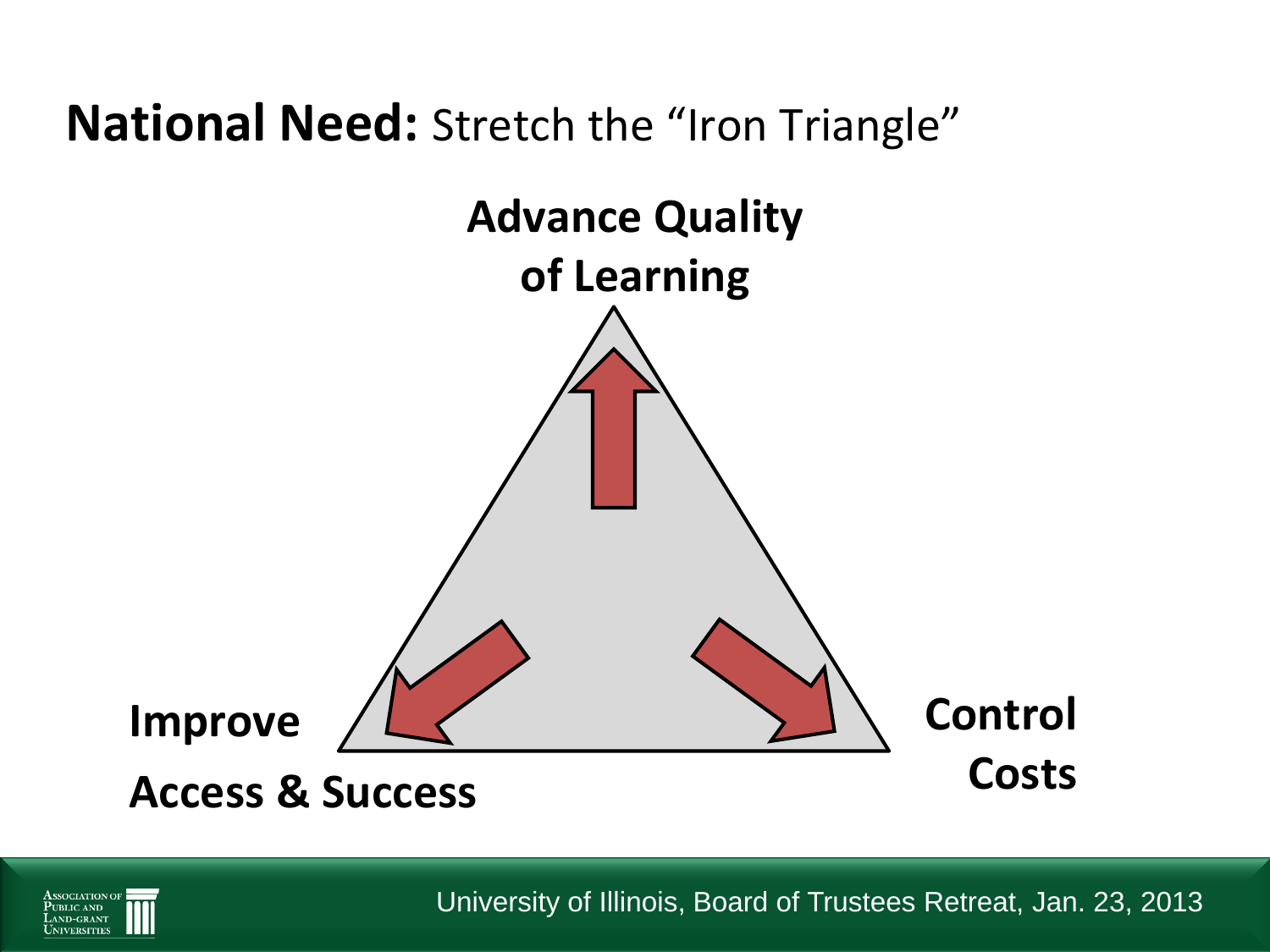## **National Need:** Stretch the "Iron Triangle"

**Advance Quality of Learning**

**Improve Access & Success**

**Control Costs**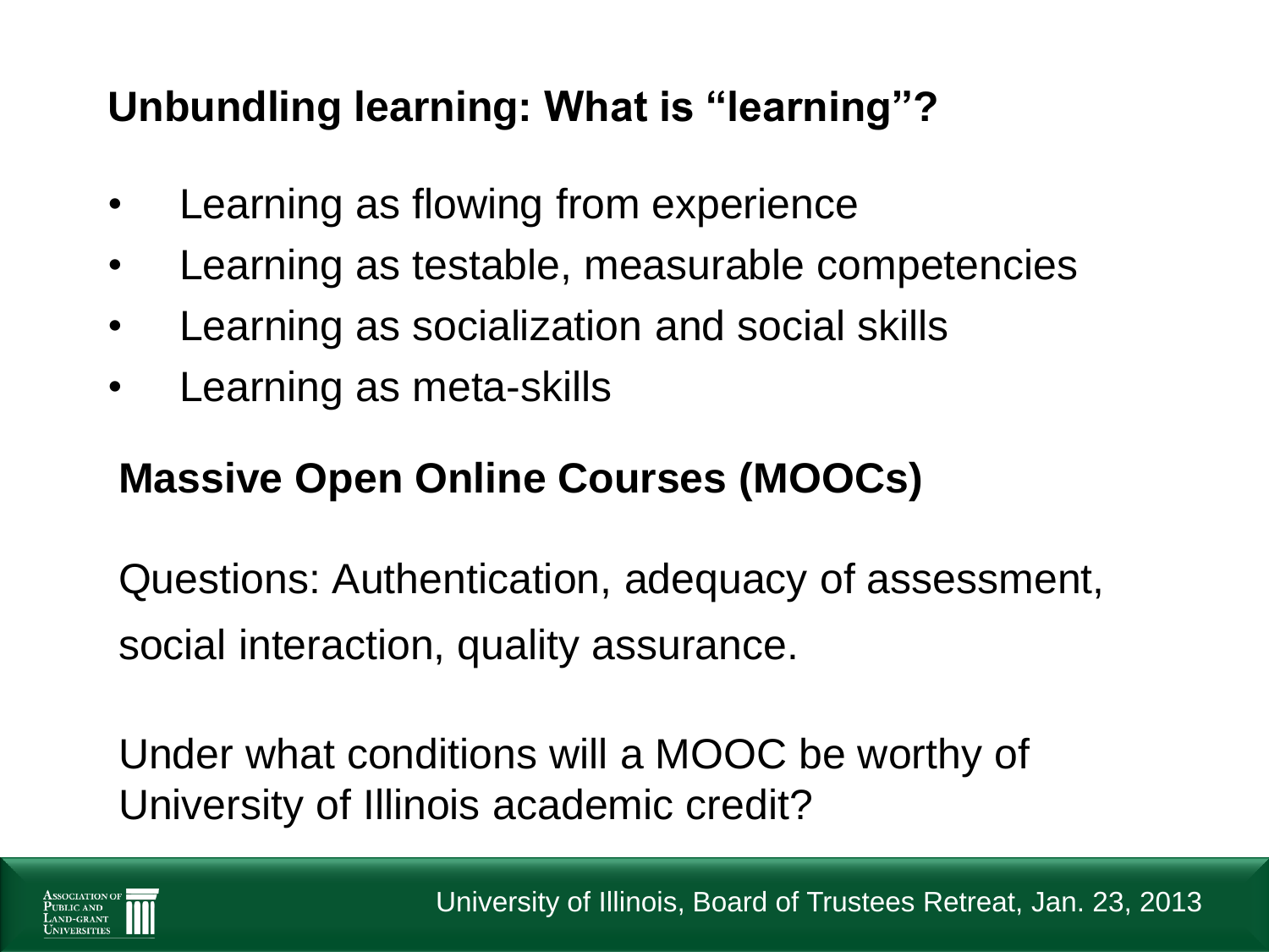## Unbundling learning: What is “learning”?

- Learning as flowing from experience
- Learning as testable, measurable competencies
- Learning as socialization and social skills
- Learning as meta-skills

## Massive Open Online Courses (MOOCs)

Questions: Authentication, adequacy of assessment, social interaction, quality assurance.

Under what conditions will a MOOC be worthy of University of Illinois academic credit?